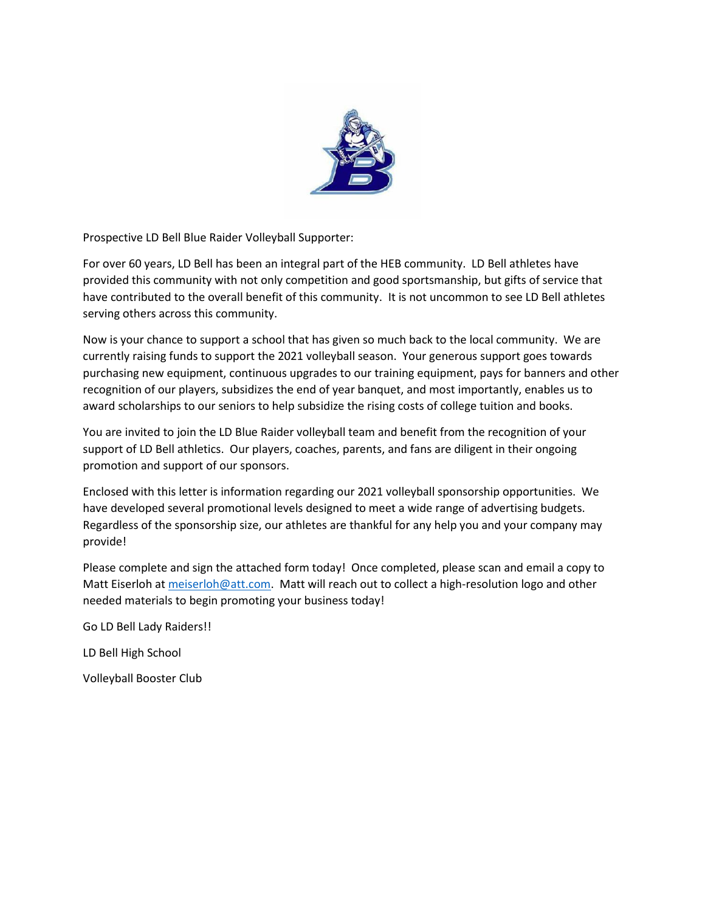Prospective LD Bell Blue Raider Volleyball Supporter:

For over 60 years, LD Bell has been an integral part of the HEB community. LD Bell athletes have provided this community with not only competition and good sportsmanship, but gifts of service that have contributed to the overall benefit of this community. It is not uncommon to see LD Bell athletes serving others across this community.

Now is your chance to support a school that has given so much back to the local community. We are currently raising funds to support the 2021 volleyball season. Your generous support goes towards purchasing new equipment, continuous upgrades to our training equipment, pays for banners and other recognition of our players, subsidizes the end of year banquet, and most importantly, enables us to award scholarships to our seniors to help subsidize the rising costs of college tuition and books.

You are invited to join the LD Blue Raider volleyball team and benefit from the recognition of your support of LD Bell athletics. Our players, coaches, parents, and fans are diligent in their ongoing promotion and support of our sponsors.

Enclosed with this letter is information regarding our 2021 volleyball sponsorship opportunities. We have developed several promotional levels designed to meet a wide range of advertising budgets. Regardless of the sponsorship size, our athletes are thankful for any help you and your company may provide!

Please complete and sign the attached form today! Once completed, please scan and email a copy to Matt Eiserloh at meiserloh@att.com. Matt will reach out to collect a high-resolution logo and other needed materials to begin promoting your business today!

Go LD Bell Lady Raiders!!

LD Bell High School

Volleyball Booster Club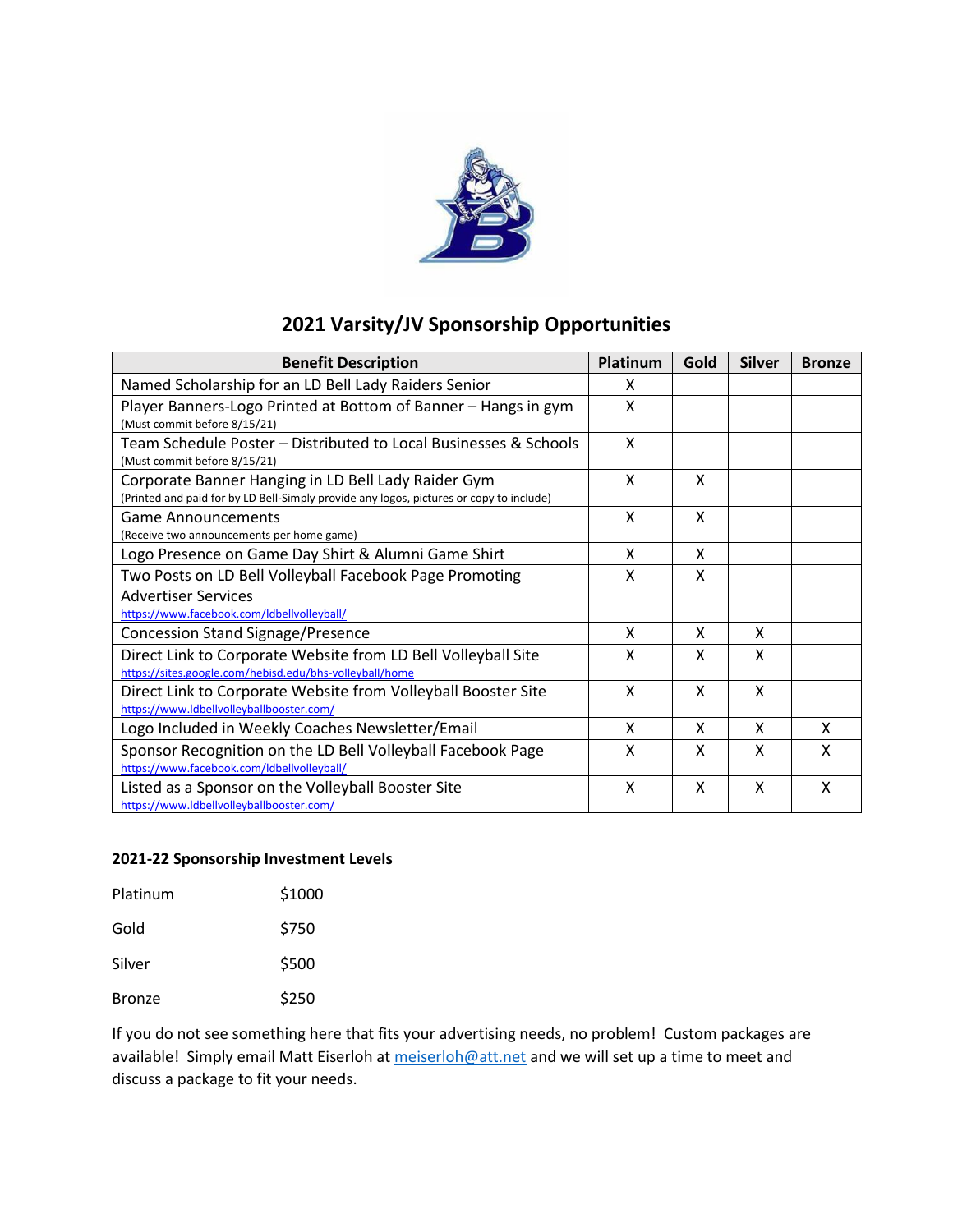# 2021 Varsity/JV Sponsorship Opportunities

| Benefit Description | Platinum | Gold | Silver | Bronze |
|---|---|---|---|---|
| Named Scholarship for an LD Bell Lady Raiders Senior | X | | | |
| Player Banners-Logo Printed at Bottom of Banner – Hangs in gym (Must commit before 8/15/21) | X | | | |
| Team Schedule Poster – Distributed to Local Businesses & Schools (Must commit before 8/15/21) | X | | | |
| Corporate Banner Hanging in LD Bell Lady Raider Gym (Printed and paid for by LD Bell-Simply provide any logos, pictures or copy to include) | X | X | | |
| Game Announcements (Receive two announcements per home game) | X | X | | |
| Logo Presence on Game Day Shirt & Alumni Game Shirt | X | X | | |
| Two Posts on LD Bell Volleyball Facebook Page Promoting Advertiser Services https://www.facebook.com/ldbellvolleyball/ | X | X | | |
| Concession Stand Signage/Presence | X | X | X | |
| Direct Link to Corporate Website from LD Bell Volleyball Site https://sites.google.com/hebisd.edu/bhs-volleyball/home | X | X | X | |
| Direct Link to Corporate Website from Volleyball Booster Site https://www.ldbellvolleyballbooster.com/ | X | X | X | |
| Logo Included in Weekly Coaches Newsletter/Email | X | X | X | X |
| Sponsor Recognition on the LD Bell Volleyball Facebook Page https://www.facebook.com/ldbellvolleyball/ | X | X | X | X |
| Listed as a Sponsor on the Volleyball Booster Site https://www.ldbellvolleyballbooster.com/ | X | X | X | X |

**2021-22 Sponsorship Investment Levels**

| | |
|---|---|
| Platinum | $1000 |
| Gold | $750 |
| Silver | $500 |
| Bronze | $250 |

If you do not see something here that fits your advertising needs, no problem! Custom packages are available! Simply email Matt Eiserloh at meiserloh@att.net and we will set up a time to meet and discuss a package to fit your needs.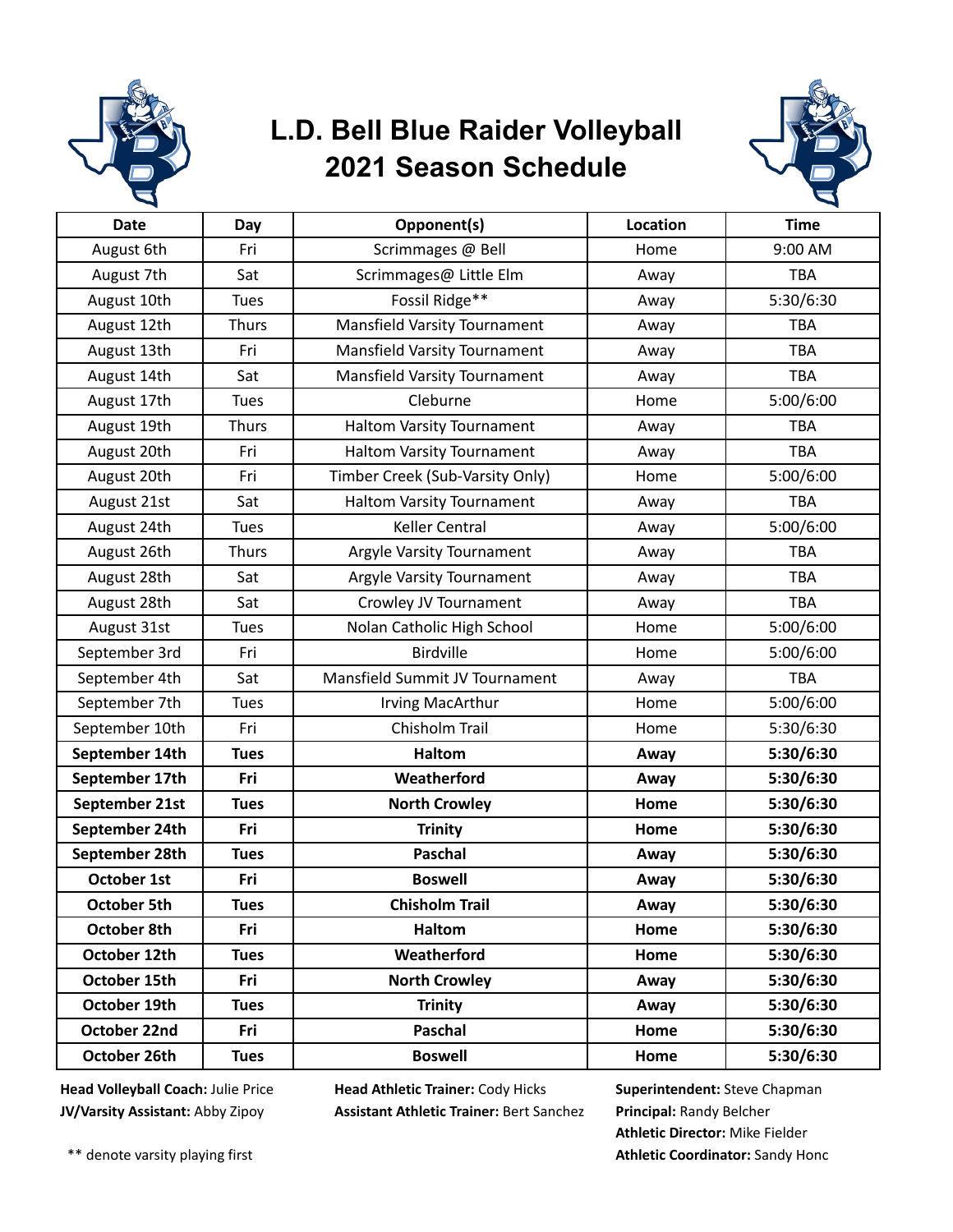# L.D. Bell Blue Raider Volleyball 2021 Season Schedule

| Date | Day | Opponent(s) | Location | Time |
|---|---|---|---|---|
| August 6th | Fri | Scrimmages @ Bell | Home | 9:00 AM |
| August 7th | Sat | Scrimmages@ Little Elm | Away | TBA |
| August 10th | Tues | Fossil Ridge** | Away | 5:30/6:30 |
| August 12th | Thurs | Mansfield Varsity Tournament | Away | TBA |
| August 13th | Fri | Mansfield Varsity Tournament | Away | TBA |
| August 14th | Sat | Mansfield Varsity Tournament | Away | TBA |
| August 17th | Tues | Cleburne | Home | 5:00/6:00 |
| August 19th | Thurs | Haltom Varsity Tournament | Away | TBA |
| August 20th | Fri | Haltom Varsity Tournament | Away | TBA |
| August 20th | Fri | Timber Creek (Sub-Varsity Only) | Home | 5:00/6:00 |
| August 21st | Sat | Haltom Varsity Tournament | Away | TBA |
| August 24th | Tues | Keller Central | Away | 5:00/6:00 |
| August 26th | Thurs | Argyle Varsity Tournament | Away | TBA |
| August 28th | Sat | Argyle Varsity Tournament | Away | TBA |
| August 28th | Sat | Crowley JV Tournament | Away | TBA |
| August 31st | Tues | Nolan Catholic High School | Home | 5:00/6:00 |
| September 3rd | Fri | Birdville | Home | 5:00/6:00 |
| September 4th | Sat | Mansfield Summit JV Tournament | Away | TBA |
| September 7th | Tues | Irving MacArthur | Home | 5:00/6:00 |
| September 10th | Fri | Chisholm Trail | Home | 5:30/6:30 |
| **September 14th** | **Tues** | **Haltom** | **Away** | **5:30/6:30** |
| **September 17th** | **Fri** | **Weatherford** | **Away** | **5:30/6:30** |
| **September 21st** | **Tues** | **North Crowley** | **Home** | **5:30/6:30** |
| **September 24th** | **Fri** | **Trinity** | **Home** | **5:30/6:30** |
| **September 28th** | **Tues** | **Paschal** | **Away** | **5:30/6:30** |
| **October 1st** | **Fri** | **Boswell** | **Away** | **5:30/6:30** |
| **October 5th** | **Tues** | **Chisholm Trail** | **Away** | **5:30/6:30** |
| **October 8th** | **Fri** | **Haltom** | **Home** | **5:30/6:30** |
| **October 12th** | **Tues** | **Weatherford** | **Home** | **5:30/6:30** |
| **October 15th** | **Fri** | **North Crowley** | **Away** | **5:30/6:30** |
| **October 19th** | **Tues** | **Trinity** | **Away** | **5:30/6:30** |
| **October 22nd** | **Fri** | **Paschal** | **Home** | **5:30/6:30** |
| **October 26th** | **Tues** | **Boswell** | **Home** | **5:30/6:30** |

**Head Volleyball Coach:** Julie Price
**JV/Varsity Assistant:** Abby Zipoy

**Head Athletic Trainer:** Cody Hicks
**Assistant Athletic Trainer:** Bert Sanchez

**Superintendent:** Steve Chapman
**Principal:** Randy Belcher
**Athletic Director:** Mike Fielder
**Athletic Coordinator:** Sandy Honc

** denote varsity playing first